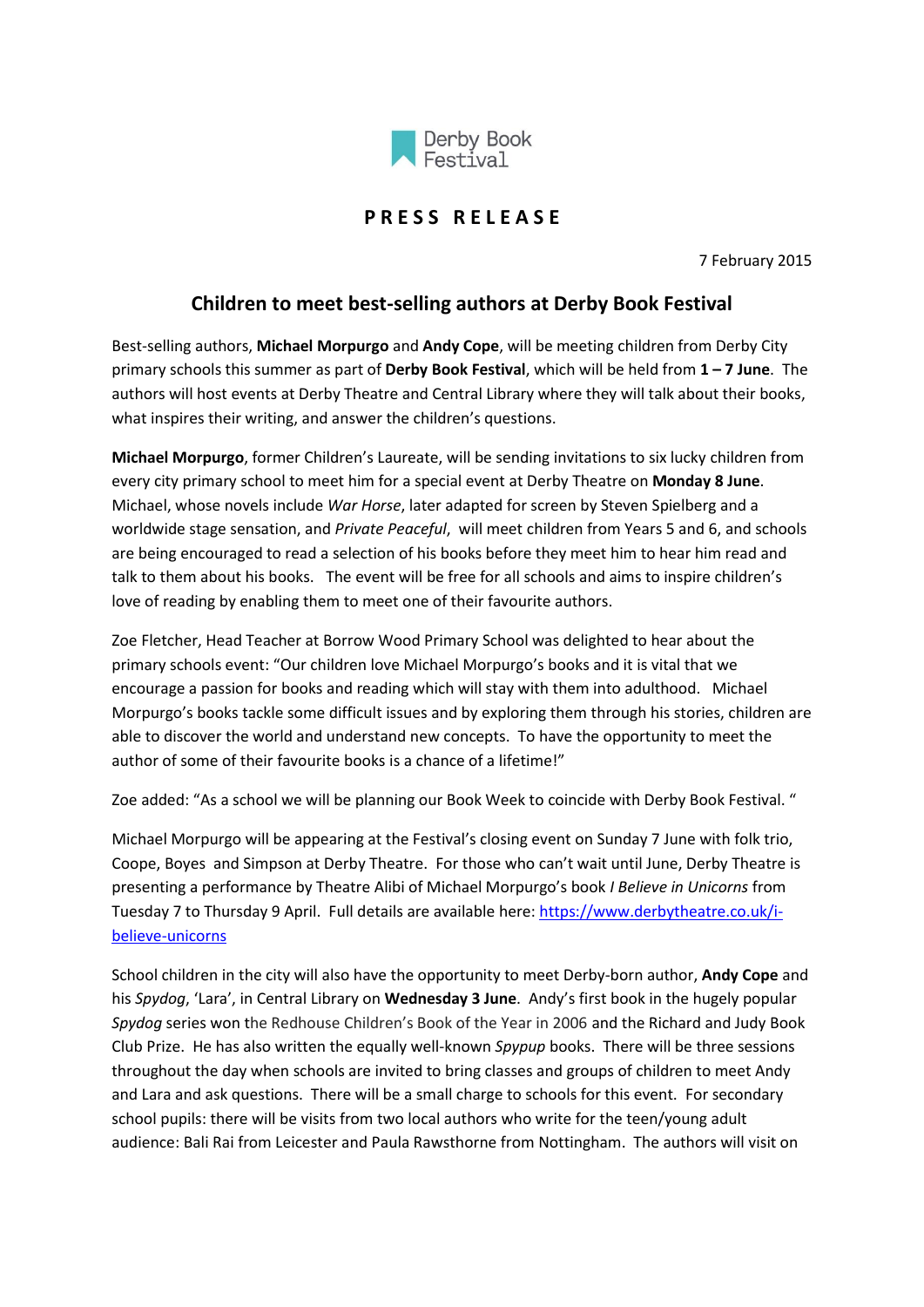Derby Book Festival

**PRESS RELEASE**

7 February 2015

## Children to meet best-selling authors at Derby Book Festival

Best-selling authors, **Michael Morpurgo** and **Andy Cope**, will be meeting children from Derby City primary schools this summer as part of **Derby Book Festival**, which will be held from **1 – 7 June**. The authors will host events at Derby Theatre and Central Library where they will talk about their books, what inspires their writing, and answer the children's questions.

**Michael Morpurgo**, former Children's Laureate, will be sending invitations to six lucky children from every city primary school to meet him for a special event at Derby Theatre on **Monday 8 June**. Michael, whose novels include *War Horse*, later adapted for screen by Steven Spielberg and a worldwide stage sensation, and *Private Peaceful*, will meet children from Years 5 and 6, and schools are being encouraged to read a selection of his books before they meet him to hear him read and talk to them about his books. The event will be free for all schools and aims to inspire children's love of reading by enabling them to meet one of their favourite authors.

Zoe Fletcher, Head Teacher at Borrow Wood Primary School was delighted to hear about the primary schools event: "Our children love Michael Morpurgo's books and it is vital that we encourage a passion for books and reading which will stay with them into adulthood. Michael Morpurgo's books tackle some difficult issues and by exploring them through his stories, children are able to discover the world and understand new concepts. To have the opportunity to meet the author of some of their favourite books is a chance of a lifetime!"

Zoe added: "As a school we will be planning our Book Week to coincide with Derby Book Festival. "

Michael Morpurgo will be appearing at the Festival's closing event on Sunday 7 June with folk trio, Coope, Boyes and Simpson at Derby Theatre. For those who can't wait until June, Derby Theatre is presenting a performance by Theatre Alibi of Michael Morpurgo's book *I Believe in Unicorns* from Tuesday 7 to Thursday 9 April. Full details are available here: [https://www.derbytheatre.co.uk/i-believe-unicorns](https://www.derbytheatre.co.uk/i-believe-unicorns)

School children in the city will also have the opportunity to meet Derby-born author, **Andy Cope** and his *Spydog*, 'Lara', in Central Library on **Wednesday 3 June**. Andy's first book in the hugely popular *Spydog* series won the Redhouse Children's Book of the Year in 2006 and the Richard and Judy Book Club Prize. He has also written the equally well-known *Spypup* books. There will be three sessions throughout the day when schools are invited to bring classes and groups of children to meet Andy and Lara and ask questions. There will be a small charge to schools for this event. For secondary school pupils: there will be visits from two local authors who write for the teen/young adult audience: Bali Rai from Leicester and Paula Rawsthorne from Nottingham. The authors will visit on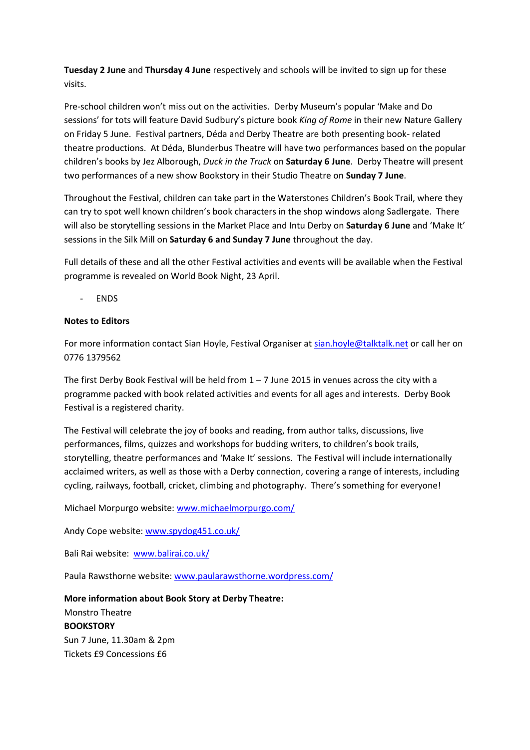**Tuesday 2 June** and **Thursday 4 June** respectively and schools will be invited to sign up for these visits.

Pre-school children won't miss out on the activities. Derby Museum's popular 'Make and Do sessions' for tots will feature David Sudbury's picture book *King of Rome* in their new Nature Gallery on Friday 5 June. Festival partners, Déda and Derby Theatre are both presenting book- related theatre productions. At Déda, Blunderbus Theatre will have two performances based on the popular children's books by Jez Alborough, *Duck in the Truck* on **Saturday 6 June**. Derby Theatre will present two performances of a new show Bookstory in their Studio Theatre on **Sunday 7 June**.

Throughout the Festival, children can take part in the Waterstones Children's Book Trail, where they can try to spot well known children's book characters in the shop windows along Sadlergate. There will also be storytelling sessions in the Market Place and Intu Derby on **Saturday 6 June** and 'Make It' sessions in the Silk Mill on **Saturday 6 and Sunday 7 June** throughout the day.

Full details of these and all the other Festival activities and events will be available when the Festival programme is revealed on World Book Night, 23 April.

- ENDS

**Notes to Editors**

For more information contact Sian Hoyle, Festival Organiser at sian.hoyle@talktalk.net or call her on 0776 1379562

The first Derby Book Festival will be held from 1 – 7 June 2015 in venues across the city with a programme packed with book related activities and events for all ages and interests. Derby Book Festival is a registered charity.

The Festival will celebrate the joy of books and reading, from author talks, discussions, live performances, films, quizzes and workshops for budding writers, to children's book trails, storytelling, theatre performances and 'Make It' sessions. The Festival will include internationally acclaimed writers, as well as those with a Derby connection, covering a range of interests, including cycling, railways, football, cricket, climbing and photography. There's something for everyone!

Michael Morpurgo website: www.michaelmorpurgo.com/

Andy Cope website: www.spydog451.co.uk/

Bali Rai website: www.balirai.co.uk/

Paula Rawsthorne website: www.paularawsthorne.wordpress.com/

**More information about Book Story at Derby Theatre:**
Monstro Theatre
**BOOKSTORY**
Sun 7 June, 11.30am & 2pm
Tickets £9 Concessions £6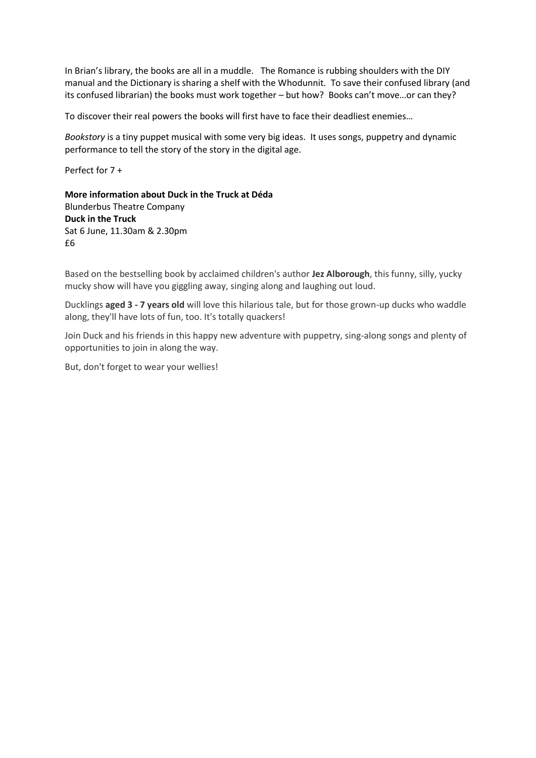In Brian's library, the books are all in a muddle. The Romance is rubbing shoulders with the DIY manual and the Dictionary is sharing a shelf with the Whodunnit. To save their confused library (and its confused librarian) the books must work together – but how? Books can't move…or can they?

To discover their real powers the books will first have to face their deadliest enemies…

*Bookstory* is a tiny puppet musical with some very big ideas. It uses songs, puppetry and dynamic performance to tell the story of the story in the digital age.

Perfect for 7 +

**More information about Duck in the Truck at Déda**
Blunderbus Theatre Company
**Duck in the Truck**
Sat 6 June, 11.30am & 2.30pm
£6

Based on the bestselling book by acclaimed children's author **Jez Alborough**, this funny, silly, yucky mucky show will have you giggling away, singing along and laughing out loud.

Ducklings **aged 3 - 7 years old** will love this hilarious tale, but for those grown-up ducks who waddle along, they'll have lots of fun, too. It's totally quackers!

Join Duck and his friends in this happy new adventure with puppetry, sing-along songs and plenty of opportunities to join in along the way.

But, don't forget to wear your wellies!